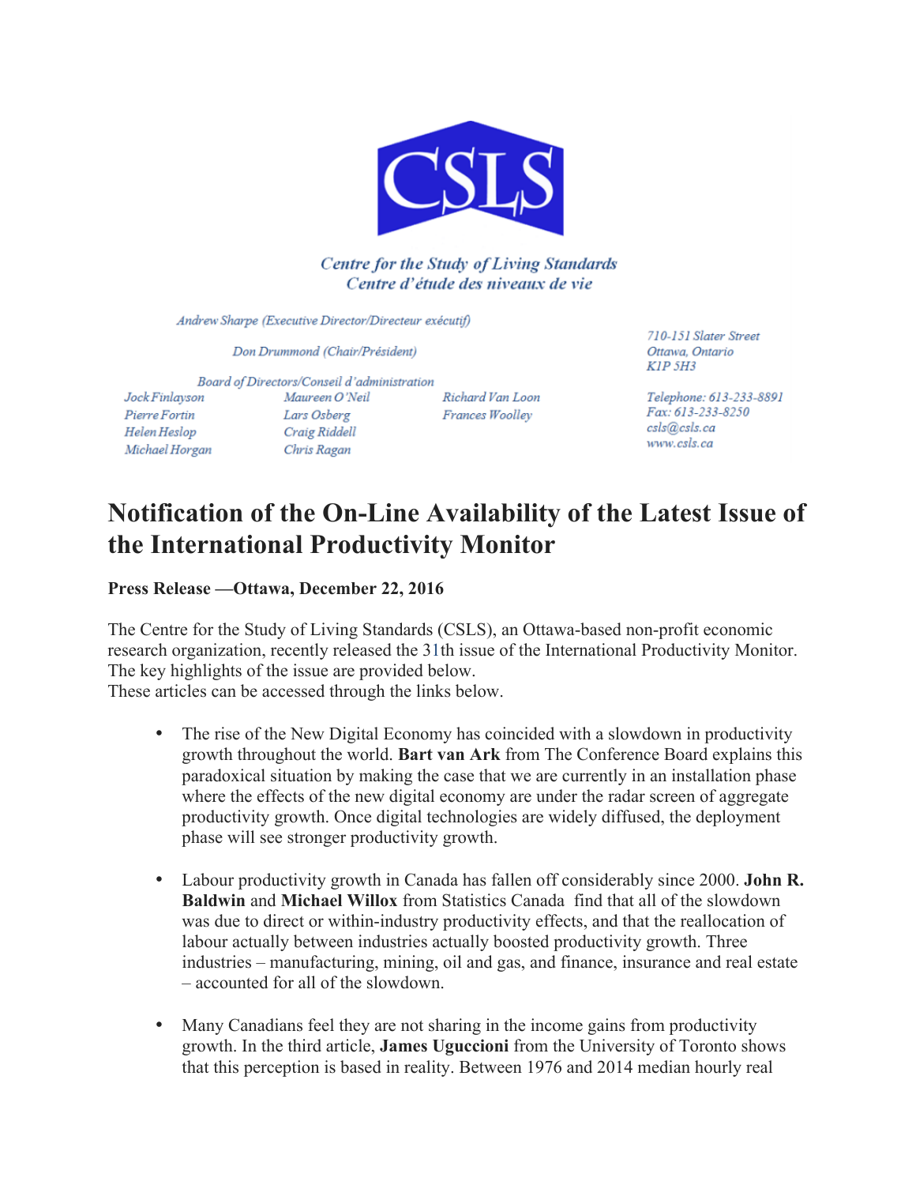**CSLS**

*Centre for the Study of Living Standards*
*Centre d'étude des niveaux de vie*

*Andrew Sharpe (Executive Director/Directeur exécutif)*

*Don Drummond (Chair/Président)*

*Board of Directors/Conseil d'administration*

*Jock Finlayson*
*Pierre Fortin*
*Helen Heslop*
*Michael Horgan*
*Maureen O'Neil*
*Lars Osberg*
*Craig Riddell*
*Chris Ragan*
*Richard Van Loon*
*Frances Woolley*

*710-151 Slater Street*
*Ottawa, Ontario*
*K1P 5H3*

*Telephone: 613-233-8891*
*Fax: 613-233-8250*
*csls@csls.ca*
*www.csls.ca*

# Notification of the On-Line Availability of the Latest Issue of the International Productivity Monitor

**Press Release —Ottawa, December 22, 2016**

The Centre for the Study of Living Standards (CSLS), an Ottawa-based non-profit economic research organization, recently released the 31th issue of the International Productivity Monitor. The key highlights of the issue are provided below.
These articles can be accessed through the links below.

- The rise of the New Digital Economy has coincided with a slowdown in productivity growth throughout the world. **Bart van Ark** from The Conference Board explains this paradoxical situation by making the case that we are currently in an installation phase where the effects of the new digital economy are under the radar screen of aggregate productivity growth. Once digital technologies are widely diffused, the deployment phase will see stronger productivity growth.

- Labour productivity growth in Canada has fallen off considerably since 2000. **John R. Baldwin** and **Michael Willox** from Statistics Canada find that all of the slowdown was due to direct or within-industry productivity effects, and that the reallocation of labour actually between industries actually boosted productivity growth. Three industries – manufacturing, mining, oil and gas, and finance, insurance and real estate – accounted for all of the slowdown.

- Many Canadians feel they are not sharing in the income gains from productivity growth. In the third article, **James Uguccioni** from the University of Toronto shows that this perception is based in reality. Between 1976 and 2014 median hourly real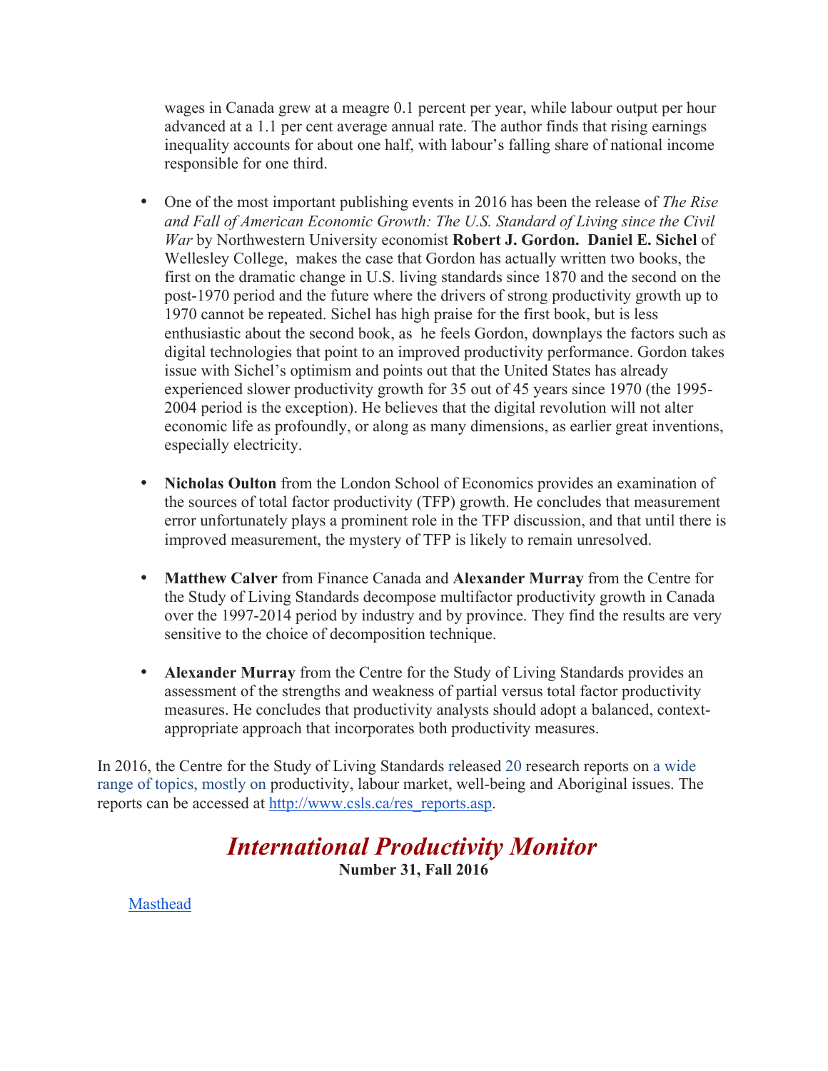wages in Canada grew at a meagre 0.1 percent per year, while labour output per hour advanced at a 1.1 per cent average annual rate. The author finds that rising earnings inequality accounts for about one half, with labour's falling share of national income responsible for one third.

- One of the most important publishing events in 2016 has been the release of *The Rise and Fall of American Economic Growth: The U.S. Standard of Living since the Civil War* by Northwestern University economist **Robert J. Gordon.** **Daniel E. Sichel** of Wellesley College, makes the case that Gordon has actually written two books, the first on the dramatic change in U.S. living standards since 1870 and the second on the post-1970 period and the future where the drivers of strong productivity growth up to 1970 cannot be repeated. Sichel has high praise for the first book, but is less enthusiastic about the second book, as he feels Gordon, downplays the factors such as digital technologies that point to an improved productivity performance. Gordon takes issue with Sichel's optimism and points out that the United States has already experienced slower productivity growth for 35 out of 45 years since 1970 (the 1995-2004 period is the exception). He believes that the digital revolution will not alter economic life as profoundly, or along as many dimensions, as earlier great inventions, especially electricity.

- **Nicholas Oulton** from the London School of Economics provides an examination of the sources of total factor productivity (TFP) growth. He concludes that measurement error unfortunately plays a prominent role in the TFP discussion, and that until there is improved measurement, the mystery of TFP is likely to remain unresolved.

- **Matthew Calver** from Finance Canada and **Alexander Murray** from the Centre for the Study of Living Standards decompose multifactor productivity growth in Canada over the 1997-2014 period by industry and by province. They find the results are very sensitive to the choice of decomposition technique.

- **Alexander Murray** from the Centre for the Study of Living Standards provides an assessment of the strengths and weakness of partial versus total factor productivity measures. He concludes that productivity analysts should adopt a balanced, context-appropriate approach that incorporates both productivity measures.

In 2016, the Centre for the Study of Living Standards released 20 research reports on a wide range of topics, mostly on productivity, labour market, well-being and Aboriginal issues. The reports can be accessed at [http://www.csls.ca/res_reports.asp](http://www.csls.ca/res_reports.asp).

# *International Productivity Monitor*

**Number 31, Fall 2016**

[Masthead]()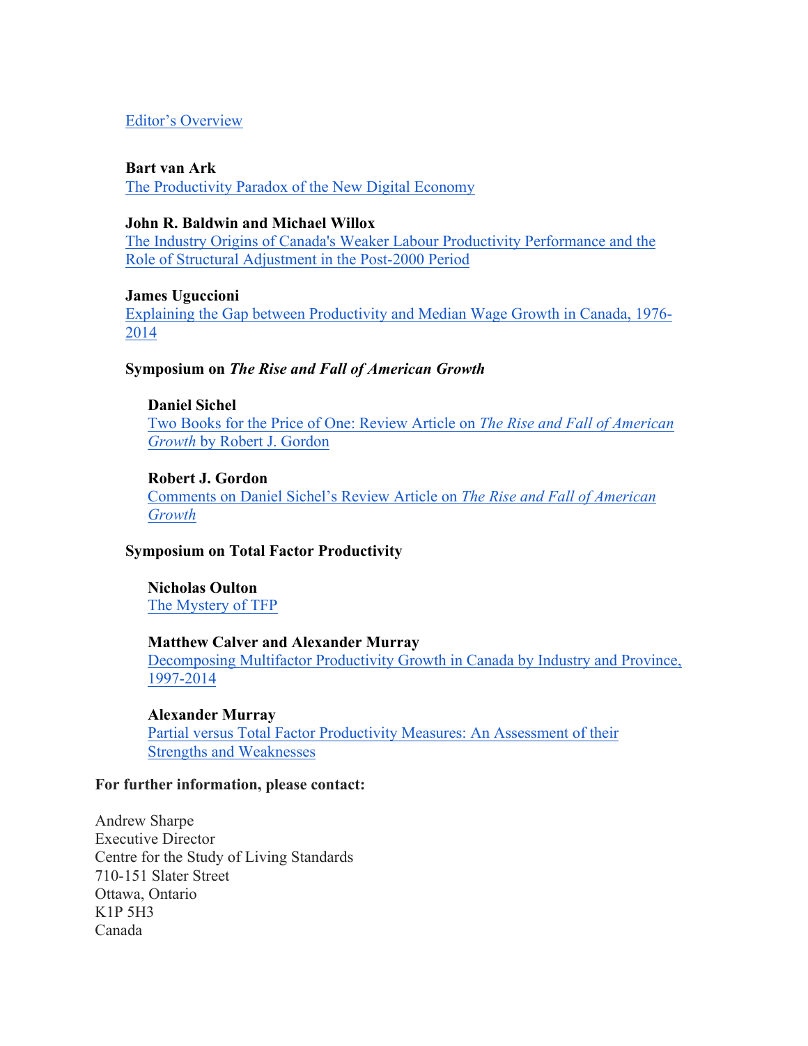Editor's Overview

**Bart van Ark**
The Productivity Paradox of the New Digital Economy

**John R. Baldwin and Michael Willox**
The Industry Origins of Canada's Weaker Labour Productivity Performance and the Role of Structural Adjustment in the Post-2000 Period

**James Uguccioni**
Explaining the Gap between Productivity and Median Wage Growth in Canada, 1976-2014

**Symposium on *The Rise and Fall of American Growth***

**Daniel Sichel**
Two Books for the Price of One: Review Article on *The Rise and Fall of American Growth* by Robert J. Gordon

**Robert J. Gordon**
Comments on Daniel Sichel's Review Article on *The Rise and Fall of American Growth*

**Symposium on Total Factor Productivity**

**Nicholas Oulton**
The Mystery of TFP

**Matthew Calver and Alexander Murray**
Decomposing Multifactor Productivity Growth in Canada by Industry and Province, 1997-2014

**Alexander Murray**
Partial versus Total Factor Productivity Measures: An Assessment of their Strengths and Weaknesses

**For further information, please contact:**

Andrew Sharpe
Executive Director
Centre for the Study of Living Standards
710-151 Slater Street
Ottawa, Ontario
K1P 5H3
Canada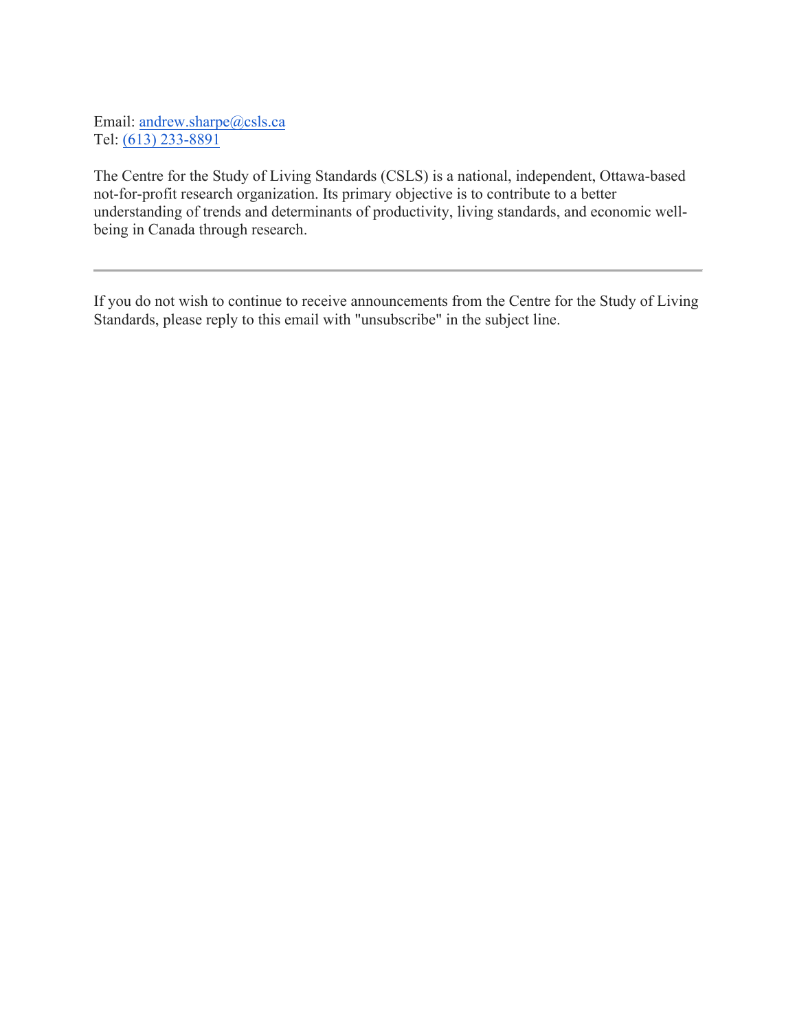Email: andrew.sharpe@csls.ca
Tel: (613) 233-8891

The Centre for the Study of Living Standards (CSLS) is a national, independent, Ottawa-based not-for-profit research organization. Its primary objective is to contribute to a better understanding of trends and determinants of productivity, living standards, and economic well-being in Canada through research.

---

If you do not wish to continue to receive announcements from the Centre for the Study of Living Standards, please reply to this email with "unsubscribe" in the subject line.